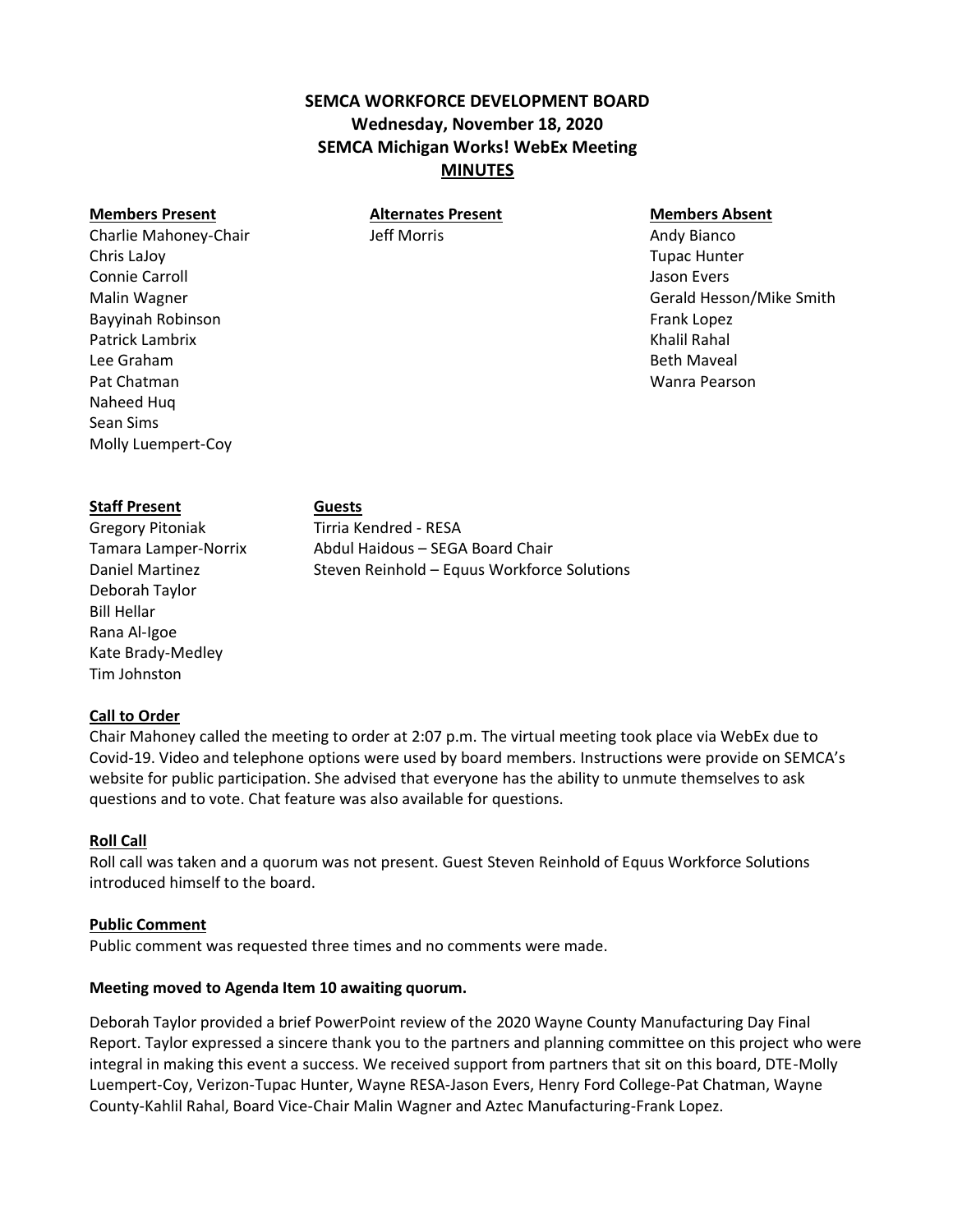# SEMCA WORKFORCE DEVELOPMENT BOARD
## Wednesday, November 18, 2020
## SEMCA Michigan Works! WebEx Meeting
## MINUTES

| Members Present | Alternates Present | Members Absent |
| --- | --- | --- |
| Charlie Mahoney-Chair | Jeff Morris | Andy Bianco |
| Chris LaJoy | | Tupac Hunter |
| Connie Carroll | | Jason Evers |
| Malin Wagner | | Gerald Hesson/Mike Smith |
| Bayyinah Robinson | | Frank Lopez |
| Patrick Lambrix | | Khalil Rahal |
| Lee Graham | | Beth Maveal |
| Pat Chatman | | Wanra Pearson |
| Naheed Huq | | |
| Sean Sims | | |
| Molly Luempert-Coy | | |

| Staff Present | Guests |
| --- | --- |
| Gregory Pitoniak | Tirria Kendred - RESA |
| Tamara Lamper-Norrix | Abdul Haidous – SEGA Board Chair |
| Daniel Martinez | Steven Reinhold – Equus Workforce Solutions |
| Deborah Taylor | |
| Bill Hellar | |
| Rana Al-Igoe | |
| Kate Brady-Medley | |
| Tim Johnston | |

**Call to Order**

Chair Mahoney called the meeting to order at 2:07 p.m. The virtual meeting took place via WebEx due to Covid-19. Video and telephone options were used by board members. Instructions were provide on SEMCA's website for public participation. She advised that everyone has the ability to unmute themselves to ask questions and to vote. Chat feature was also available for questions.

**Roll Call**

Roll call was taken and a quorum was not present. Guest Steven Reinhold of Equus Workforce Solutions introduced himself to the board.

**Public Comment**

Public comment was requested three times and no comments were made.

**Meeting moved to Agenda Item 10 awaiting quorum.**

Deborah Taylor provided a brief PowerPoint review of the 2020 Wayne County Manufacturing Day Final Report. Taylor expressed a sincere thank you to the partners and planning committee on this project who were integral in making this event a success. We received support from partners that sit on this board, DTE-Molly Luempert-Coy, Verizon-Tupac Hunter, Wayne RESA-Jason Evers, Henry Ford College-Pat Chatman, Wayne County-Kahlil Rahal, Board Vice-Chair Malin Wagner and Aztec Manufacturing-Frank Lopez.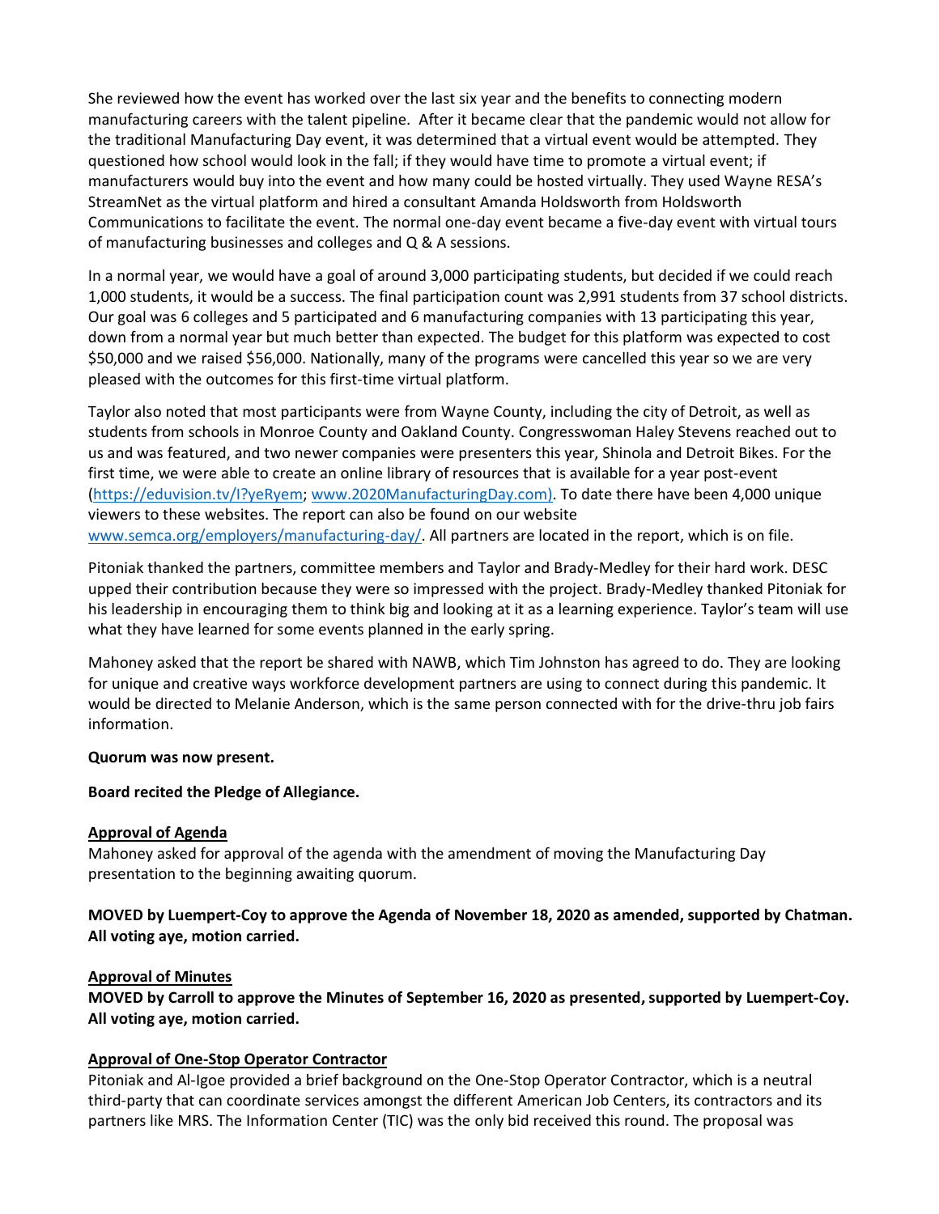She reviewed how the event has worked over the last six year and the benefits to connecting modern manufacturing careers with the talent pipeline. After it became clear that the pandemic would not allow for the traditional Manufacturing Day event, it was determined that a virtual event would be attempted. They questioned how school would look in the fall; if they would have time to promote a virtual event; if manufacturers would buy into the event and how many could be hosted virtually. They used Wayne RESA's StreamNet as the virtual platform and hired a consultant Amanda Holdsworth from Holdsworth Communications to facilitate the event. The normal one-day event became a five-day event with virtual tours of manufacturing businesses and colleges and Q & A sessions.

In a normal year, we would have a goal of around 3,000 participating students, but decided if we could reach 1,000 students, it would be a success. The final participation count was 2,991 students from 37 school districts. Our goal was 6 colleges and 5 participated and 6 manufacturing companies with 13 participating this year, down from a normal year but much better than expected. The budget for this platform was expected to cost $50,000 and we raised $56,000. Nationally, many of the programs were cancelled this year so we are very pleased with the outcomes for this first-time virtual platform.

Taylor also noted that most participants were from Wayne County, including the city of Detroit, as well as students from schools in Monroe County and Oakland County. Congresswoman Haley Stevens reached out to us and was featured, and two newer companies were presenters this year, Shinola and Detroit Bikes. For the first time, we were able to create an online library of resources that is available for a year post-event (https://eduvision.tv/l?yeRyem; www.2020ManufacturingDay.com). To date there have been 4,000 unique viewers to these websites. The report can also be found on our website www.semca.org/employers/manufacturing-day/. All partners are located in the report, which is on file.

Pitoniak thanked the partners, committee members and Taylor and Brady-Medley for their hard work. DESC upped their contribution because they were so impressed with the project. Brady-Medley thanked Pitoniak for his leadership in encouraging them to think big and looking at it as a learning experience. Taylor's team will use what they have learned for some events planned in the early spring.

Mahoney asked that the report be shared with NAWB, which Tim Johnston has agreed to do. They are looking for unique and creative ways workforce development partners are using to connect during this pandemic. It would be directed to Melanie Anderson, which is the same person connected with for the drive-thru job fairs information.

**Quorum was now present.**

**Board recited the Pledge of Allegiance.**

**Approval of Agenda**

Mahoney asked for approval of the agenda with the amendment of moving the Manufacturing Day presentation to the beginning awaiting quorum.

**MOVED by Luempert-Coy to approve the Agenda of November 18, 2020 as amended, supported by Chatman. All voting aye, motion carried.**

**Approval of Minutes**

**MOVED by Carroll to approve the Minutes of September 16, 2020 as presented, supported by Luempert-Coy. All voting aye, motion carried.**

**Approval of One-Stop Operator Contractor**

Pitoniak and Al-Igoe provided a brief background on the One-Stop Operator Contractor, which is a neutral third-party that can coordinate services amongst the different American Job Centers, its contractors and its partners like MRS. The Information Center (TIC) was the only bid received this round. The proposal was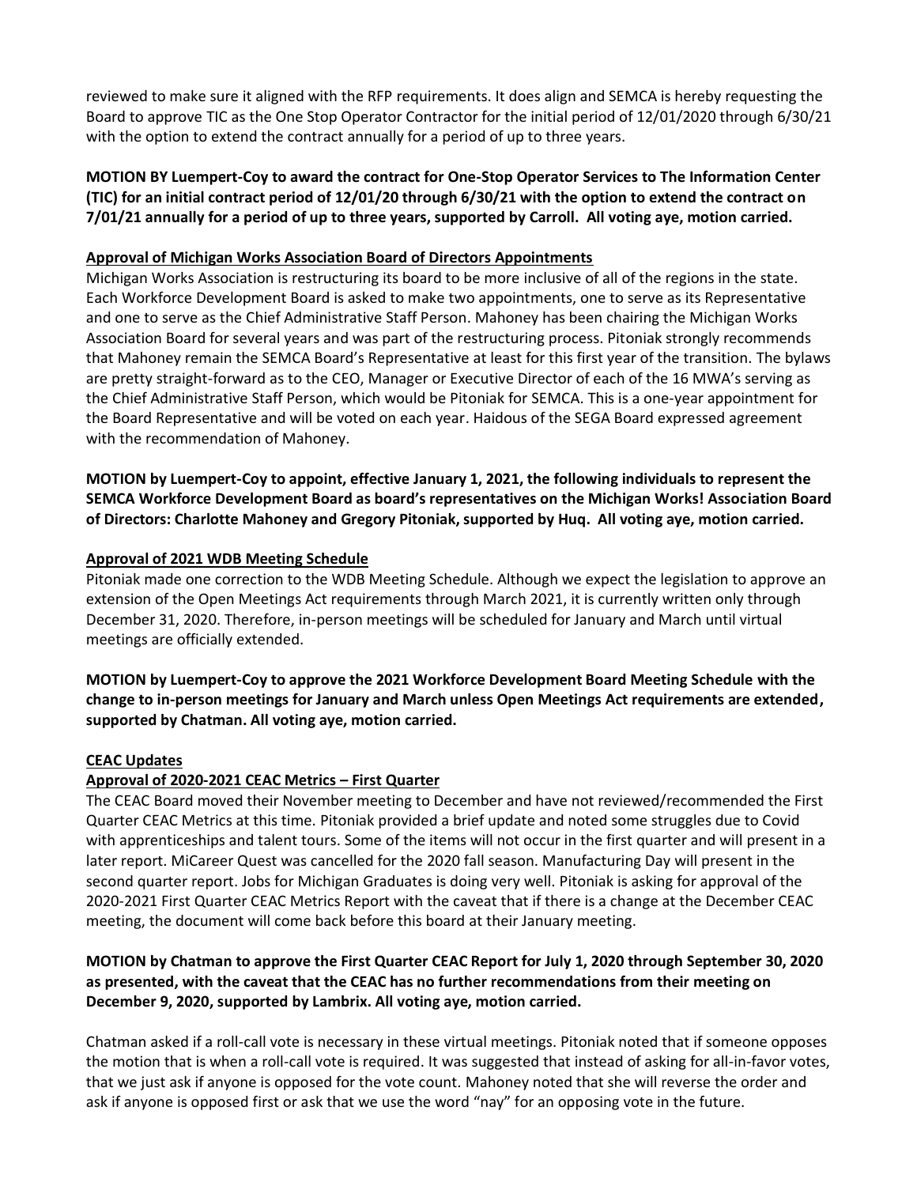reviewed to make sure it aligned with the RFP requirements. It does align and SEMCA is hereby requesting the Board to approve TIC as the One Stop Operator Contractor for the initial period of 12/01/2020 through 6/30/21 with the option to extend the contract annually for a period of up to three years.

**MOTION BY Luempert-Coy to award the contract for One-Stop Operator Services to The Information Center (TIC) for an initial contract period of 12/01/20 through 6/30/21 with the option to extend the contract on 7/01/21 annually for a period of up to three years, supported by Carroll. All voting aye, motion carried.**

**Approval of Michigan Works Association Board of Directors Appointments**

Michigan Works Association is restructuring its board to be more inclusive of all of the regions in the state. Each Workforce Development Board is asked to make two appointments, one to serve as its Representative and one to serve as the Chief Administrative Staff Person. Mahoney has been chairing the Michigan Works Association Board for several years and was part of the restructuring process. Pitoniak strongly recommends that Mahoney remain the SEMCA Board's Representative at least for this first year of the transition. The bylaws are pretty straight-forward as to the CEO, Manager or Executive Director of each of the 16 MWA's serving as the Chief Administrative Staff Person, which would be Pitoniak for SEMCA. This is a one-year appointment for the Board Representative and will be voted on each year. Haidous of the SEGA Board expressed agreement with the recommendation of Mahoney.

**MOTION by Luempert-Coy to appoint, effective January 1, 2021, the following individuals to represent the SEMCA Workforce Development Board as board's representatives on the Michigan Works! Association Board of Directors: Charlotte Mahoney and Gregory Pitoniak, supported by Huq. All voting aye, motion carried.**

**Approval of 2021 WDB Meeting Schedule**

Pitoniak made one correction to the WDB Meeting Schedule. Although we expect the legislation to approve an extension of the Open Meetings Act requirements through March 2021, it is currently written only through December 31, 2020. Therefore, in-person meetings will be scheduled for January and March until virtual meetings are officially extended.

**MOTION by Luempert-Coy to approve the 2021 Workforce Development Board Meeting Schedule with the change to in-person meetings for January and March unless Open Meetings Act requirements are extended, supported by Chatman. All voting aye, motion carried.**

**CEAC Updates**

**Approval of 2020-2021 CEAC Metrics – First Quarter**

The CEAC Board moved their November meeting to December and have not reviewed/recommended the First Quarter CEAC Metrics at this time. Pitoniak provided a brief update and noted some struggles due to Covid with apprenticeships and talent tours. Some of the items will not occur in the first quarter and will present in a later report. MiCareer Quest was cancelled for the 2020 fall season. Manufacturing Day will present in the second quarter report. Jobs for Michigan Graduates is doing very well. Pitoniak is asking for approval of the 2020-2021 First Quarter CEAC Metrics Report with the caveat that if there is a change at the December CEAC meeting, the document will come back before this board at their January meeting.

**MOTION by Chatman to approve the First Quarter CEAC Report for July 1, 2020 through September 30, 2020 as presented, with the caveat that the CEAC has no further recommendations from their meeting on December 9, 2020, supported by Lambrix. All voting aye, motion carried.**

Chatman asked if a roll-call vote is necessary in these virtual meetings. Pitoniak noted that if someone opposes the motion that is when a roll-call vote is required. It was suggested that instead of asking for all-in-favor votes, that we just ask if anyone is opposed for the vote count. Mahoney noted that she will reverse the order and ask if anyone is opposed first or ask that we use the word "nay" for an opposing vote in the future.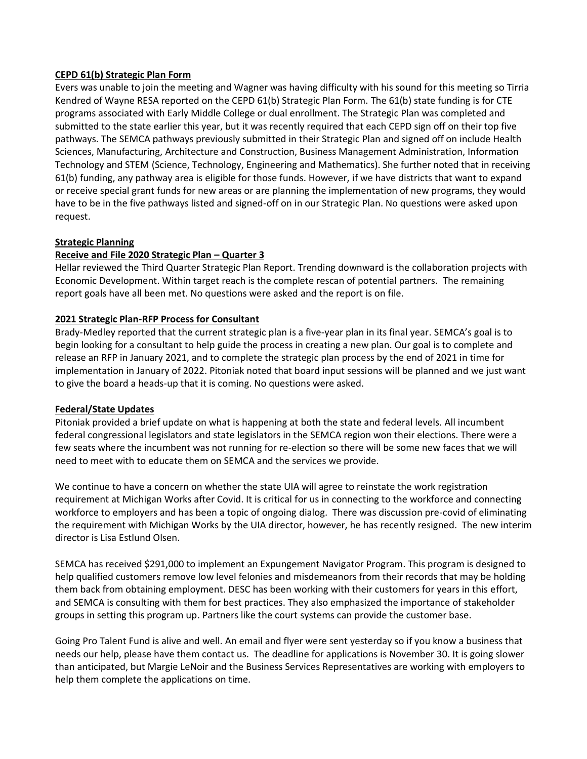**CEPD 61(b) Strategic Plan Form**

Evers was unable to join the meeting and Wagner was having difficulty with his sound for this meeting so Tirria Kendred of Wayne RESA reported on the CEPD 61(b) Strategic Plan Form. The 61(b) state funding is for CTE programs associated with Early Middle College or dual enrollment. The Strategic Plan was completed and submitted to the state earlier this year, but it was recently required that each CEPD sign off on their top five pathways. The SEMCA pathways previously submitted in their Strategic Plan and signed off on include Health Sciences, Manufacturing, Architecture and Construction, Business Management Administration, Information Technology and STEM (Science, Technology, Engineering and Mathematics). She further noted that in receiving 61(b) funding, any pathway area is eligible for those funds. However, if we have districts that want to expand or receive special grant funds for new areas or are planning the implementation of new programs, they would have to be in the five pathways listed and signed-off on in our Strategic Plan. No questions were asked upon request.

**Strategic Planning**

**Receive and File 2020 Strategic Plan – Quarter 3**

Hellar reviewed the Third Quarter Strategic Plan Report. Trending downward is the collaboration projects with Economic Development. Within target reach is the complete rescan of potential partners. The remaining report goals have all been met. No questions were asked and the report is on file.

**2021 Strategic Plan-RFP Process for Consultant**

Brady-Medley reported that the current strategic plan is a five-year plan in its final year. SEMCA's goal is to begin looking for a consultant to help guide the process in creating a new plan. Our goal is to complete and release an RFP in January 2021, and to complete the strategic plan process by the end of 2021 in time for implementation in January of 2022. Pitoniak noted that board input sessions will be planned and we just want to give the board a heads-up that it is coming. No questions were asked.

**Federal/State Updates**

Pitoniak provided a brief update on what is happening at both the state and federal levels. All incumbent federal congressional legislators and state legislators in the SEMCA region won their elections. There were a few seats where the incumbent was not running for re-election so there will be some new faces that we will need to meet with to educate them on SEMCA and the services we provide.

We continue to have a concern on whether the state UIA will agree to reinstate the work registration requirement at Michigan Works after Covid. It is critical for us in connecting to the workforce and connecting workforce to employers and has been a topic of ongoing dialog. There was discussion pre-covid of eliminating the requirement with Michigan Works by the UIA director, however, he has recently resigned. The new interim director is Lisa Estlund Olsen.

SEMCA has received $291,000 to implement an Expungement Navigator Program. This program is designed to help qualified customers remove low level felonies and misdemeanors from their records that may be holding them back from obtaining employment. DESC has been working with their customers for years in this effort, and SEMCA is consulting with them for best practices. They also emphasized the importance of stakeholder groups in setting this program up. Partners like the court systems can provide the customer base.

Going Pro Talent Fund is alive and well. An email and flyer were sent yesterday so if you know a business that needs our help, please have them contact us. The deadline for applications is November 30. It is going slower than anticipated, but Margie LeNoir and the Business Services Representatives are working with employers to help them complete the applications on time.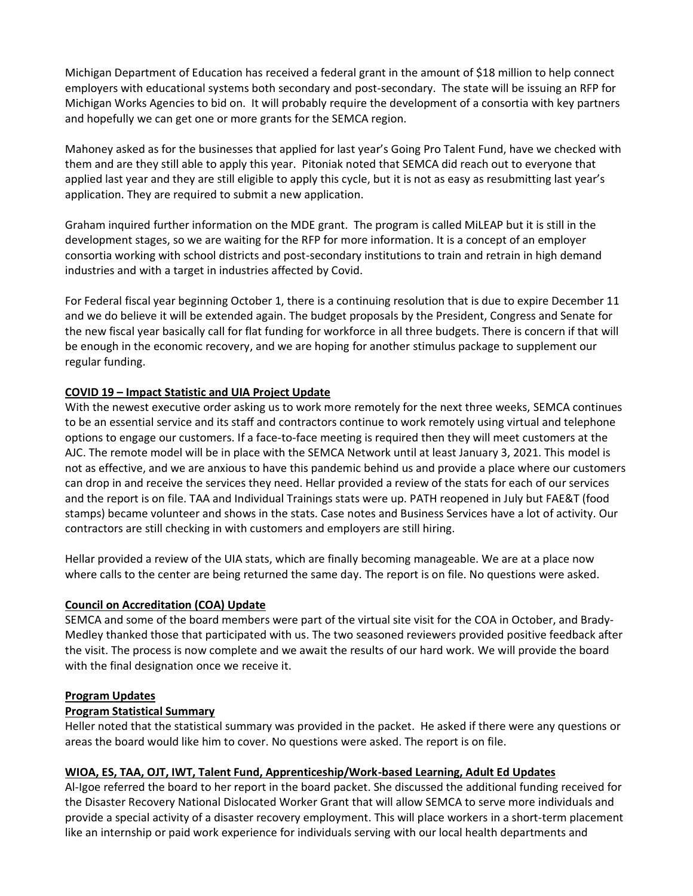Michigan Department of Education has received a federal grant in the amount of $18 million to help connect employers with educational systems both secondary and post-secondary. The state will be issuing an RFP for Michigan Works Agencies to bid on. It will probably require the development of a consortia with key partners and hopefully we can get one or more grants for the SEMCA region.

Mahoney asked as for the businesses that applied for last year's Going Pro Talent Fund, have we checked with them and are they still able to apply this year. Pitoniak noted that SEMCA did reach out to everyone that applied last year and they are still eligible to apply this cycle, but it is not as easy as resubmitting last year's application. They are required to submit a new application.

Graham inquired further information on the MDE grant. The program is called MiLEAP but it is still in the development stages, so we are waiting for the RFP for more information. It is a concept of an employer consortia working with school districts and post-secondary institutions to train and retrain in high demand industries and with a target in industries affected by Covid.

For Federal fiscal year beginning October 1, there is a continuing resolution that is due to expire December 11 and we do believe it will be extended again. The budget proposals by the President, Congress and Senate for the new fiscal year basically call for flat funding for workforce in all three budgets. There is concern if that will be enough in the economic recovery, and we are hoping for another stimulus package to supplement our regular funding.

**COVID 19 – Impact Statistic and UIA Project Update**

With the newest executive order asking us to work more remotely for the next three weeks, SEMCA continues to be an essential service and its staff and contractors continue to work remotely using virtual and telephone options to engage our customers. If a face-to-face meeting is required then they will meet customers at the AJC. The remote model will be in place with the SEMCA Network until at least January 3, 2021. This model is not as effective, and we are anxious to have this pandemic behind us and provide a place where our customers can drop in and receive the services they need. Hellar provided a review of the stats for each of our services and the report is on file. TAA and Individual Trainings stats were up. PATH reopened in July but FAE&T (food stamps) became volunteer and shows in the stats. Case notes and Business Services have a lot of activity. Our contractors are still checking in with customers and employers are still hiring.

Hellar provided a review of the UIA stats, which are finally becoming manageable. We are at a place now where calls to the center are being returned the same day. The report is on file. No questions were asked.

**Council on Accreditation (COA) Update**

SEMCA and some of the board members were part of the virtual site visit for the COA in October, and Brady-Medley thanked those that participated with us. The two seasoned reviewers provided positive feedback after the visit. The process is now complete and we await the results of our hard work. We will provide the board with the final designation once we receive it.

**Program Updates**

**Program Statistical Summary**

Heller noted that the statistical summary was provided in the packet. He asked if there were any questions or areas the board would like him to cover. No questions were asked. The report is on file.

**WIOA, ES, TAA, OJT, IWT, Talent Fund, Apprenticeship/Work-based Learning, Adult Ed Updates**

Al-Igoe referred the board to her report in the board packet. She discussed the additional funding received for the Disaster Recovery National Dislocated Worker Grant that will allow SEMCA to serve more individuals and provide a special activity of a disaster recovery employment. This will place workers in a short-term placement like an internship or paid work experience for individuals serving with our local health departments and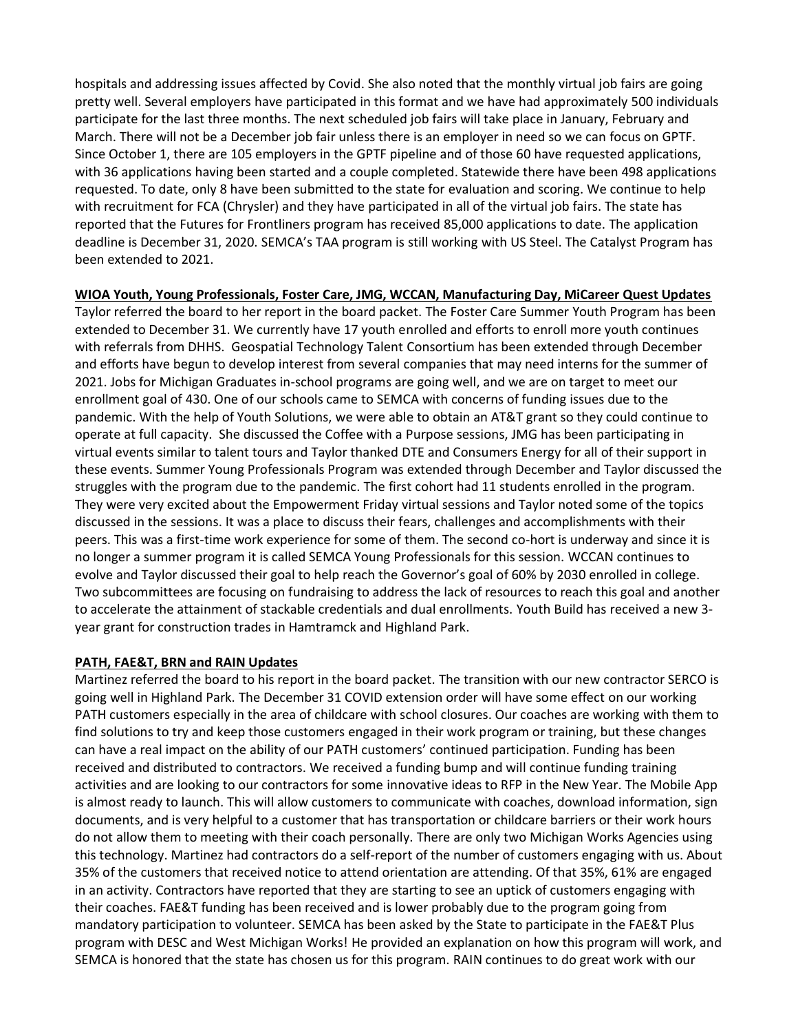hospitals and addressing issues affected by Covid. She also noted that the monthly virtual job fairs are going pretty well. Several employers have participated in this format and we have had approximately 500 individuals participate for the last three months. The next scheduled job fairs will take place in January, February and March. There will not be a December job fair unless there is an employer in need so we can focus on GPTF. Since October 1, there are 105 employers in the GPTF pipeline and of those 60 have requested applications, with 36 applications having been started and a couple completed. Statewide there have been 498 applications requested. To date, only 8 have been submitted to the state for evaluation and scoring. We continue to help with recruitment for FCA (Chrysler) and they have participated in all of the virtual job fairs. The state has reported that the Futures for Frontliners program has received 85,000 applications to date. The application deadline is December 31, 2020. SEMCA's TAA program is still working with US Steel. The Catalyst Program has been extended to 2021.

**WIOA Youth, Young Professionals, Foster Care, JMG, WCCAN, Manufacturing Day, MiCareer Quest Updates**

Taylor referred the board to her report in the board packet. The Foster Care Summer Youth Program has been extended to December 31. We currently have 17 youth enrolled and efforts to enroll more youth continues with referrals from DHHS. Geospatial Technology Talent Consortium has been extended through December and efforts have begun to develop interest from several companies that may need interns for the summer of 2021. Jobs for Michigan Graduates in-school programs are going well, and we are on target to meet our enrollment goal of 430. One of our schools came to SEMCA with concerns of funding issues due to the pandemic. With the help of Youth Solutions, we were able to obtain an AT&T grant so they could continue to operate at full capacity. She discussed the Coffee with a Purpose sessions, JMG has been participating in virtual events similar to talent tours and Taylor thanked DTE and Consumers Energy for all of their support in these events. Summer Young Professionals Program was extended through December and Taylor discussed the struggles with the program due to the pandemic. The first cohort had 11 students enrolled in the program. They were very excited about the Empowerment Friday virtual sessions and Taylor noted some of the topics discussed in the sessions. It was a place to discuss their fears, challenges and accomplishments with their peers. This was a first-time work experience for some of them. The second co-hort is underway and since it is no longer a summer program it is called SEMCA Young Professionals for this session. WCCAN continues to evolve and Taylor discussed their goal to help reach the Governor's goal of 60% by 2030 enrolled in college. Two subcommittees are focusing on fundraising to address the lack of resources to reach this goal and another to accelerate the attainment of stackable credentials and dual enrollments. Youth Build has received a new 3-year grant for construction trades in Hamtramck and Highland Park.

**PATH, FAE&T, BRN and RAIN Updates**

Martinez referred the board to his report in the board packet. The transition with our new contractor SERCO is going well in Highland Park. The December 31 COVID extension order will have some effect on our working PATH customers especially in the area of childcare with school closures. Our coaches are working with them to find solutions to try and keep those customers engaged in their work program or training, but these changes can have a real impact on the ability of our PATH customers' continued participation. Funding has been received and distributed to contractors. We received a funding bump and will continue funding training activities and are looking to our contractors for some innovative ideas to RFP in the New Year. The Mobile App is almost ready to launch. This will allow customers to communicate with coaches, download information, sign documents, and is very helpful to a customer that has transportation or childcare barriers or their work hours do not allow them to meeting with their coach personally. There are only two Michigan Works Agencies using this technology. Martinez had contractors do a self-report of the number of customers engaging with us. About 35% of the customers that received notice to attend orientation are attending. Of that 35%, 61% are engaged in an activity. Contractors have reported that they are starting to see an uptick of customers engaging with their coaches. FAE&T funding has been received and is lower probably due to the program going from mandatory participation to volunteer. SEMCA has been asked by the State to participate in the FAE&T Plus program with DESC and West Michigan Works! He provided an explanation on how this program will work, and SEMCA is honored that the state has chosen us for this program. RAIN continues to do great work with our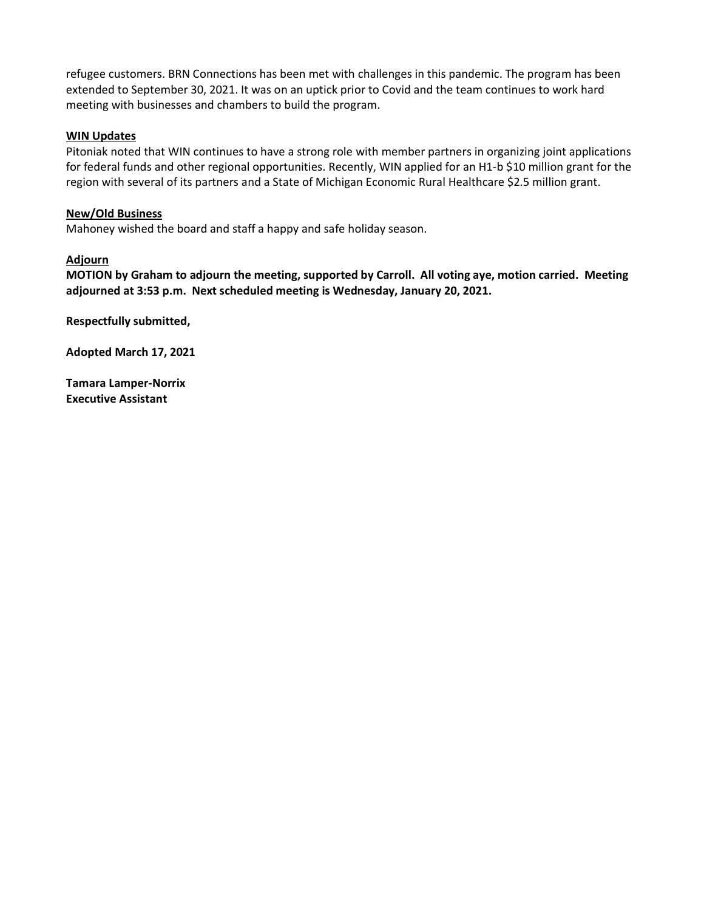refugee customers. BRN Connections has been met with challenges in this pandemic. The program has been extended to September 30, 2021. It was on an uptick prior to Covid and the team continues to work hard meeting with businesses and chambers to build the program.

**WIN Updates**

Pitoniak noted that WIN continues to have a strong role with member partners in organizing joint applications for federal funds and other regional opportunities. Recently, WIN applied for an H1-b $10 million grant for the region with several of its partners and a State of Michigan Economic Rural Healthcare $2.5 million grant.

**New/Old Business**

Mahoney wished the board and staff a happy and safe holiday season.

**Adjourn**

**MOTION by Graham to adjourn the meeting, supported by Carroll. All voting aye, motion carried. Meeting adjourned at 3:53 p.m. Next scheduled meeting is Wednesday, January 20, 2021.**

**Respectfully submitted,**

**Adopted March 17, 2021**

**Tamara Lamper-Norrix**
**Executive Assistant**